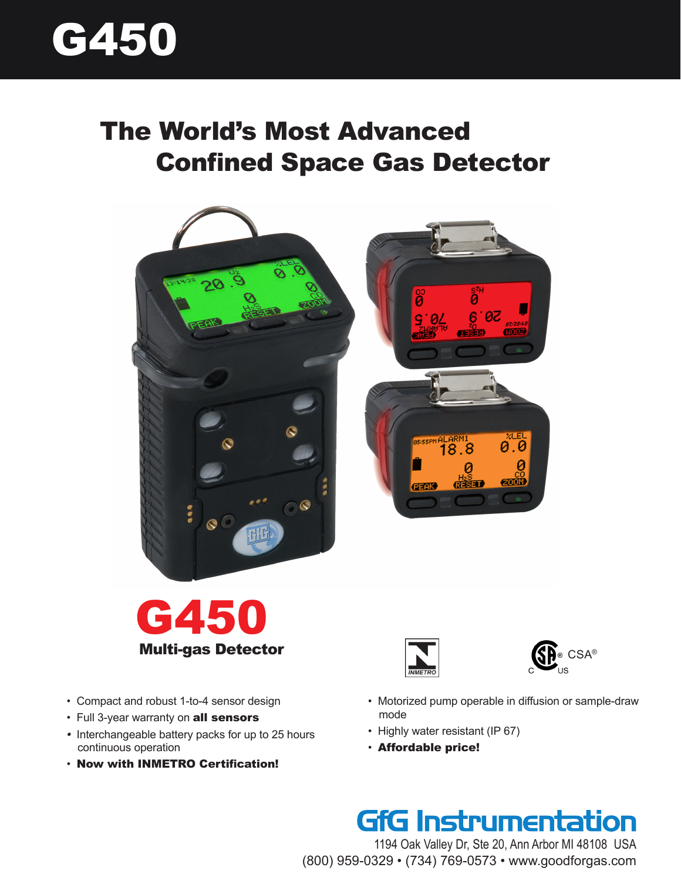# G450

## The World's Most Advanced Confined Space Gas Detector

# G450

**Multi-gas Detector**

INMETRO

CSA® C US

- Compact and robust 1-to-4 sensor design
- Full 3-year warranty on **all sensors**
- Interchangeable battery packs for up to 25 hours continuous operation
- **Now with INMETRO Certification!**
- Motorized pump operable in diffusion or sample-draw mode
- Highly water resistant (IP 67)
- **Affordable price!**

**GfG Instrumentation**

1194 Oak Valley Dr, Ste 20, Ann Arbor MI 48108 USA

(800) 959-0329 • (734) 769-0573 • www.goodforgas.com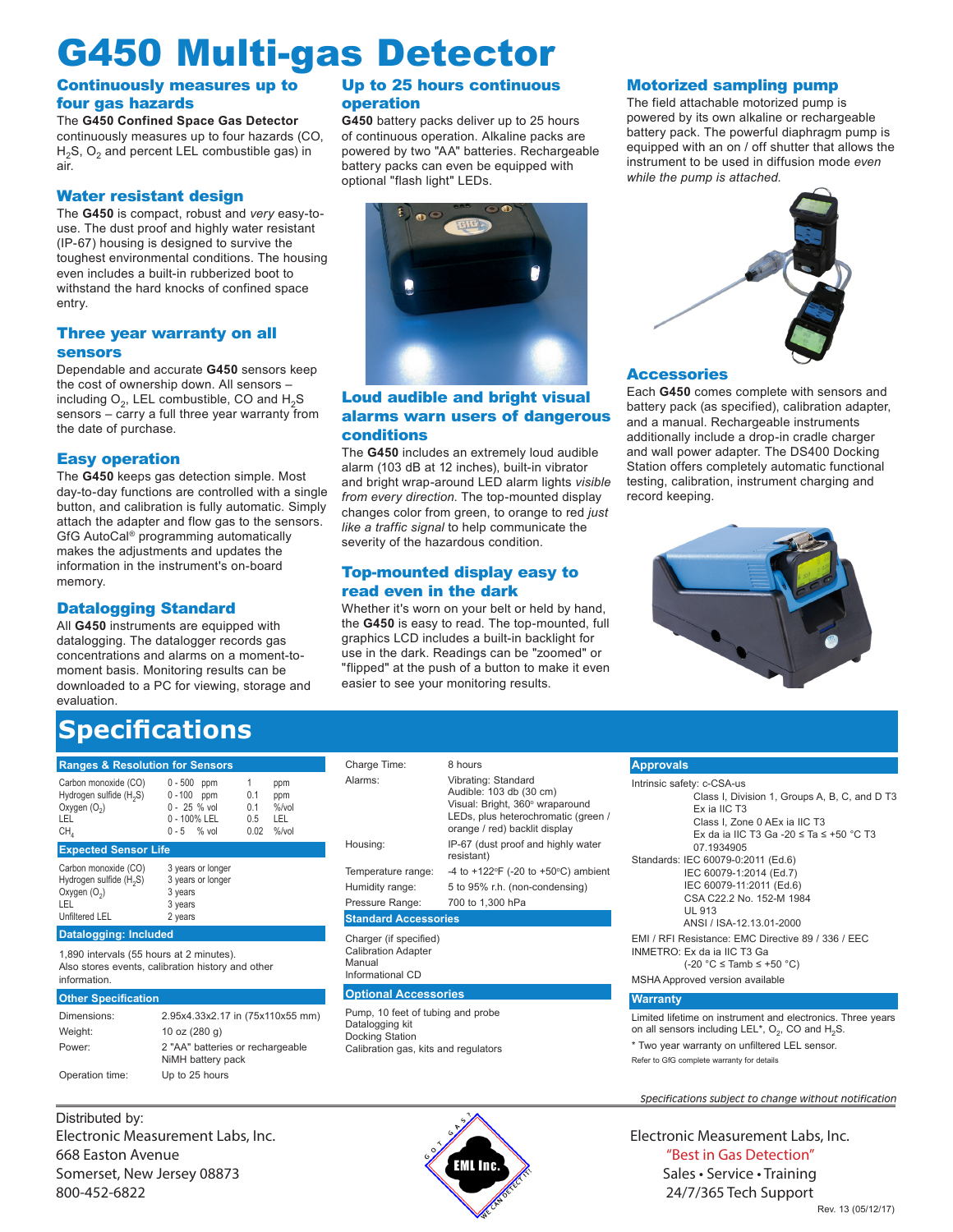# G450 Multi-gas Detector

## Continuously measures up to four gas hazards

The **G450 Confined Space Gas Detector** continuously measures up to four hazards (CO, $H_2S$, $O_2$ and percent LEL combustible gas) in air.

## Water resistant design

The **G450** is compact, robust and *very* easy-to-use. The dust proof and highly water resistant (IP-67) housing is designed to survive the toughest environmental conditions. The housing even includes a built-in rubberized boot to withstand the hard knocks of confined space entry.

## Three year warranty on all sensors

Dependable and accurate **G450** sensors keep the cost of ownership down. All sensors – including $O_2$, LEL combustible, CO and $H_2S$ sensors – carry a full three year warranty from the date of purchase.

## Easy operation

The **G450** keeps gas detection simple. Most day-to-day functions are controlled with a single button, and calibration is fully automatic. Simply attach the adapter and flow gas to the sensors. GfG AutoCal® programming automatically makes the adjustments and updates the information in the instrument's on-board memory.

## Datalogging Standard

All **G450** instruments are equipped with datalogging. The datalogger records gas concentrations and alarms on a moment-to-moment basis. Monitoring results can be downloaded to a PC for viewing, storage and evaluation.

## Up to 25 hours continuous operation

**G450** battery packs deliver up to 25 hours of continuous operation. Alkaline packs are powered by two "AA" batteries. Rechargeable battery packs can even be equipped with optional "flash light" LEDs.

## Loud audible and bright visual alarms warn users of dangerous conditions

The **G450** includes an extremely loud audible alarm (103 dB at 12 inches), built-in vibrator and bright wrap-around LED alarm lights *visible from every direction*. The top-mounted display changes color from green, to orange to red *just like a traffic signal* to help communicate the severity of the hazardous condition.

## Top-mounted display easy to read even in the dark

Whether it's worn on your belt or held by hand, the **G450** is easy to read. The top-mounted, full graphics LCD includes a built-in backlight for use in the dark. Readings can be "zoomed" or "flipped" at the push of a button to make it even easier to see your monitoring results.

## Motorized sampling pump

The field attachable motorized pump is powered by its own alkaline or rechargeable battery pack. The powerful diaphragm pump is equipped with an on / off shutter that allows the instrument to be used in diffusion mode *even while the pump is attached.*

## Accessories

Each **G450** comes complete with sensors and battery pack (as specified), calibration adapter, and a manual. Rechargeable instruments additionally include a drop-in cradle charger and wall power adapter. The DS400 Docking Station offers completely automatic functional testing, calibration, instrument charging and record keeping.

# Specifications

### Ranges & Resolution for Sensors

| | | |
|---|---|---|
| Carbon monoxide (CO) | 0 - 500 ppm | 1 ppm |
| Hydrogen sulfide ($H_2S$) | 0 - 100 ppm | 0.1 ppm |
| Oxygen ($O_2$) | 0 - 25 % vol | 0.1 %/vol |
| LEL | 0 - 100% LEL | 0.5 LEL |
| $CH_4$ | 0 - 5 % vol | 0.02 %/vol |

### Expected Sensor Life

| | |
|---|---|
| Carbon monoxide (CO) | 3 years or longer |
| Hydrogen sulfide ($H_2S$) | 3 years or longer |
| Oxygen ($O_2$) | 3 years |
| LEL | 3 years |
| Unfiltered LEL | 2 years |

### Datalogging: Included

1,890 intervals (55 hours at 2 minutes).
Also stores events, calibration history and other information.

### Other Specification

| | |
|---|---|
| Dimensions: | 2.95x4.33x2.17 in (75x110x55 mm) |
| Weight: | 10 oz (280 g) |
| Power: | 2 "AA" batteries or rechargeable NiMH battery pack |
| Operation time: | Up to 25 hours |

| | |
|---|---|
| Charge Time: | 8 hours |
| Alarms: | Vibrating: Standard<br>Audible: 103 db (30 cm)<br>Visual: Bright, 360° wraparound LEDs, plus heterochromatic (green / orange / red) backlit display |
| Housing: | IP-67 (dust proof and highly water resistant) |
| Temperature range: | -4 to +122°F (-20 to +50°C) ambient |
| Humidity range: | 5 to 95% r.h. (non-condensing) |
| Pressure Range: | 700 to 1,300 hPa |

### Standard Accessories

Charger (if specified)
Calibration Adapter
Manual
Informational CD

### Optional Accessories

Pump, 10 feet of tubing and probe
Datalogging kit
Docking Station
Calibration gas, kits and regulators

### Approvals

Intrinsic safety: c-CSA-us
Class I, Division 1, Groups A, B, C, and D T3
Ex ia IIC T3
Class I, Zone 0 AEx ia IIC T3
Ex da ia IIC T3 Ga -20 ≤ Ta ≤ +50 °C T3
07.1934905

Standards: IEC 60079-0:2011 (Ed.6)
IEC 60079-1:2014 (Ed.7)
IEC 60079-11:2011 (Ed.6)
CSA C22.2 No. 152-M 1984
UL 913
ANSI / ISA-12.13.01-2000

EMI / RFI Resistance: EMC Directive 89 / 336 / EEC
INMETRO: Ex da ia IIC T3 Ga
(-20 °C ≤ Tamb ≤ +50 °C)

MSHA Approved version available

### Warranty

Limited lifetime on instrument and electronics. Three years on all sensors including LEL*, $O_2$, CO and $H_2S$.

\* Two year warranty on unfiltered LEL sensor.

Refer to GfG complete warranty for details

*Specifications subject to change without notification*

Distributed by:
Electronic Measurement Labs, Inc.
668 Easton Avenue
Somerset, New Jersey 08873
800-452-6822

GOT GAS? EML Inc. WE CAN DETECT IT!

Electronic Measurement Labs, Inc.
"Best in Gas Detection"
Sales • Service • Training
24/7/365 Tech Support

Rev. 13 (05/12/17)